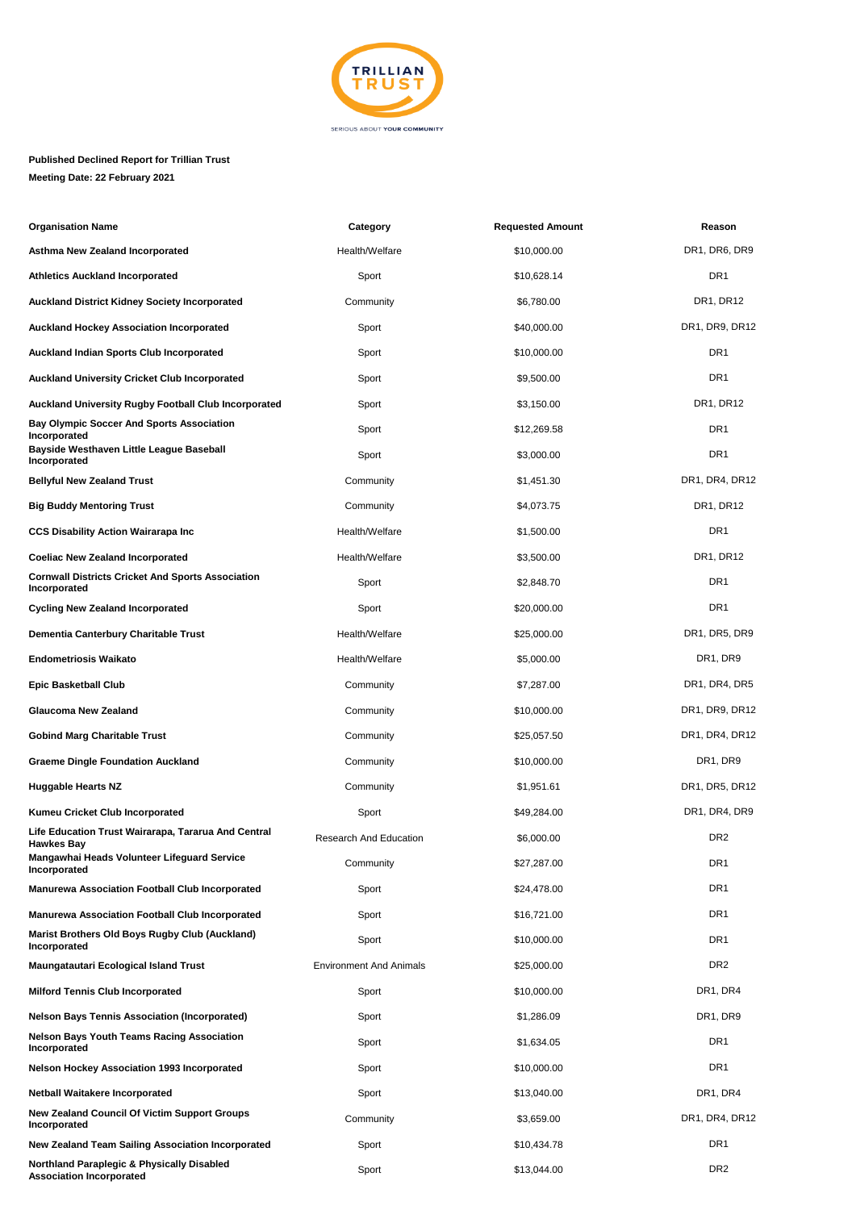TRILLIAN TRUST

SERIOUS ABOUT YOUR COMMUNITY

**Published Declined Report for Trillian Trust**

**Meeting Date: 22 February 2021**

| Organisation Name | Category | Requested Amount | Reason |
|---|---|---|---|
| **Asthma New Zealand Incorporated** | Health/Welfare | $10,000.00 | DR1, DR6, DR9 |
| **Athletics Auckland Incorporated** | Sport | $10,628.14 | DR1 |
| **Auckland District Kidney Society Incorporated** | Community | $6,780.00 | DR1, DR12 |
| **Auckland Hockey Association Incorporated** | Sport | $40,000.00 | DR1, DR9, DR12 |
| **Auckland Indian Sports Club Incorporated** | Sport | $10,000.00 | DR1 |
| **Auckland University Cricket Club Incorporated** | Sport | $9,500.00 | DR1 |
| **Auckland University Rugby Football Club Incorporated** | Sport | $3,150.00 | DR1, DR12 |
| **Bay Olympic Soccer And Sports Association Incorporated** | Sport | $12,269.58 | DR1 |
| **Bayside Westhaven Little League Baseball Incorporated** | Sport | $3,000.00 | DR1 |
| **Bellyful New Zealand Trust** | Community | $1,451.30 | DR1, DR4, DR12 |
| **Big Buddy Mentoring Trust** | Community | $4,073.75 | DR1, DR12 |
| **CCS Disability Action Wairarapa Inc** | Health/Welfare | $1,500.00 | DR1 |
| **Coeliac New Zealand Incorporated** | Health/Welfare | $3,500.00 | DR1, DR12 |
| **Cornwall Districts Cricket And Sports Association Incorporated** | Sport | $2,848.70 | DR1 |
| **Cycling New Zealand Incorporated** | Sport | $20,000.00 | DR1 |
| **Dementia Canterbury Charitable Trust** | Health/Welfare | $25,000.00 | DR1, DR5, DR9 |
| **Endometriosis Waikato** | Health/Welfare | $5,000.00 | DR1, DR9 |
| **Epic Basketball Club** | Community | $7,287.00 | DR1, DR4, DR5 |
| **Glaucoma New Zealand** | Community | $10,000.00 | DR1, DR9, DR12 |
| **Gobind Marg Charitable Trust** | Community | $25,057.50 | DR1, DR4, DR12 |
| **Graeme Dingle Foundation Auckland** | Community | $10,000.00 | DR1, DR9 |
| **Huggable Hearts NZ** | Community | $1,951.61 | DR1, DR5, DR12 |
| **Kumeu Cricket Club Incorporated** | Sport | $49,284.00 | DR1, DR4, DR9 |
| **Life Education Trust Wairarapa, Tararua And Central Hawkes Bay** | Research And Education | $6,000.00 | DR2 |
| **Mangawhai Heads Volunteer Lifeguard Service Incorporated** | Community | $27,287.00 | DR1 |
| **Manurewa Association Football Club Incorporated** | Sport | $24,478.00 | DR1 |
| **Manurewa Association Football Club Incorporated** | Sport | $16,721.00 | DR1 |
| **Marist Brothers Old Boys Rugby Club (Auckland) Incorporated** | Sport | $10,000.00 | DR1 |
| **Maungatautari Ecological Island Trust** | Environment And Animals | $25,000.00 | DR2 |
| **Milford Tennis Club Incorporated** | Sport | $10,000.00 | DR1, DR4 |
| **Nelson Bays Tennis Association (Incorporated)** | Sport | $1,286.09 | DR1, DR9 |
| **Nelson Bays Youth Teams Racing Association Incorporated** | Sport | $1,634.05 | DR1 |
| **Nelson Hockey Association 1993 Incorporated** | Sport | $10,000.00 | DR1 |
| **Netball Waitakere Incorporated** | Sport | $13,040.00 | DR1, DR4 |
| **New Zealand Council Of Victim Support Groups Incorporated** | Community | $3,659.00 | DR1, DR4, DR12 |
| **New Zealand Team Sailing Association Incorporated** | Sport | $10,434.78 | DR1 |
| **Northland Paraplegic & Physically Disabled Association Incorporated** | Sport | $13,044.00 | DR2 |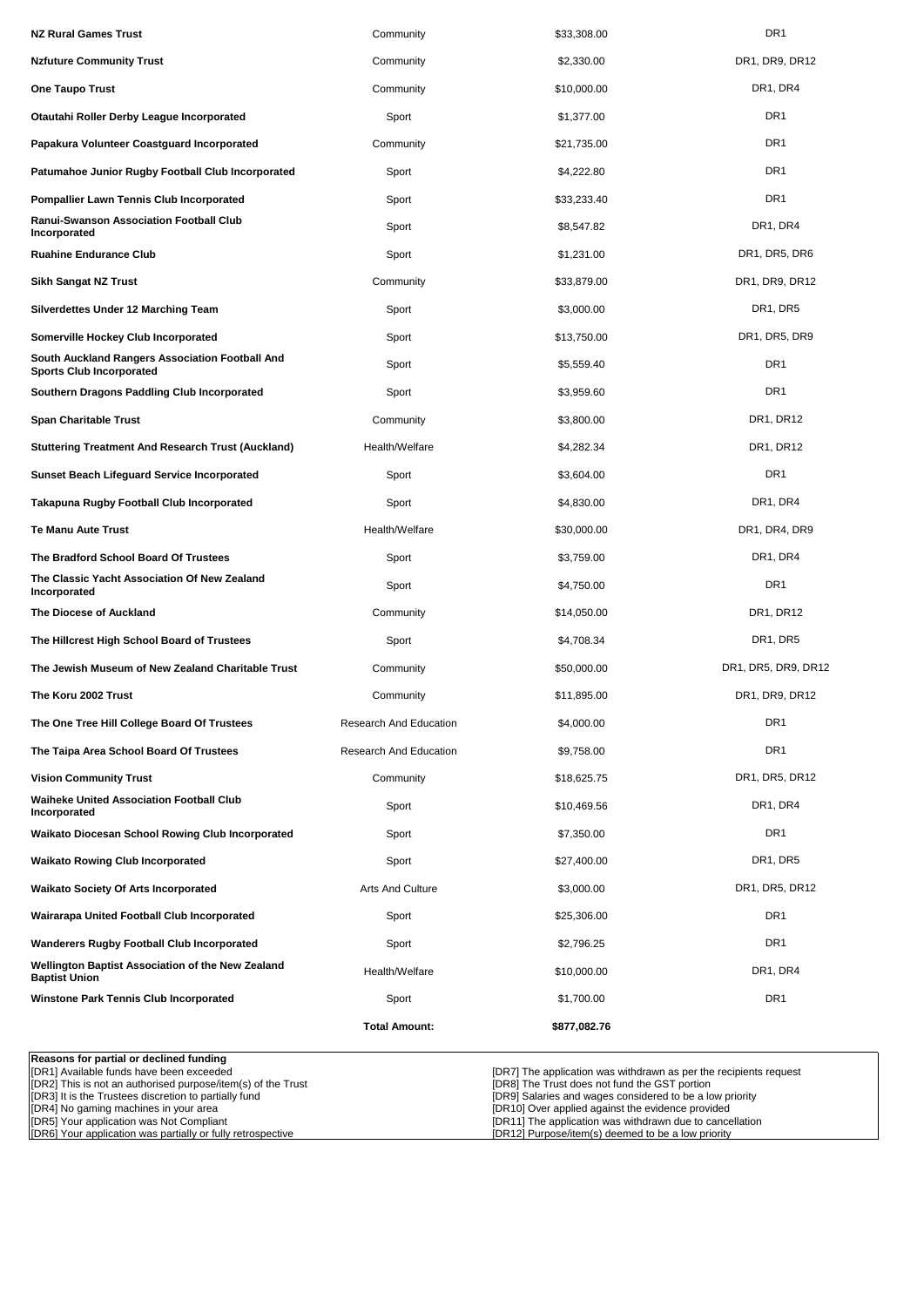| | | | |
|---|---|---|---|
| **NZ Rural Games Trust** | Community | $33,308.00 | DR1 |
| **Nzfuture Community Trust** | Community | $2,330.00 | DR1, DR9, DR12 |
| **One Taupo Trust** | Community | $10,000.00 | DR1, DR4 |
| **Otautahi Roller Derby League Incorporated** | Sport | $1,377.00 | DR1 |
| **Papakura Volunteer Coastguard Incorporated** | Community | $21,735.00 | DR1 |
| **Patumahoe Junior Rugby Football Club Incorporated** | Sport | $4,222.80 | DR1 |
| **Pompallier Lawn Tennis Club Incorporated** | Sport | $33,233.40 | DR1 |
| **Ranui-Swanson Association Football Club Incorporated** | Sport | $8,547.82 | DR1, DR4 |
| **Ruahine Endurance Club** | Sport | $1,231.00 | DR1, DR5, DR6 |
| **Sikh Sangat NZ Trust** | Community | $33,879.00 | DR1, DR9, DR12 |
| **Silverdettes Under 12 Marching Team** | Sport | $3,000.00 | DR1, DR5 |
| **Somerville Hockey Club Incorporated** | Sport | $13,750.00 | DR1, DR5, DR9 |
| **South Auckland Rangers Association Football And Sports Club Incorporated** | Sport | $5,559.40 | DR1 |
| **Southern Dragons Paddling Club Incorporated** | Sport | $3,959.60 | DR1 |
| **Span Charitable Trust** | Community | $3,800.00 | DR1, DR12 |
| **Stuttering Treatment And Research Trust (Auckland)** | Health/Welfare | $4,282.34 | DR1, DR12 |
| **Sunset Beach Lifeguard Service Incorporated** | Sport | $3,604.00 | DR1 |
| **Takapuna Rugby Football Club Incorporated** | Sport | $4,830.00 | DR1, DR4 |
| **Te Manu Aute Trust** | Health/Welfare | $30,000.00 | DR1, DR4, DR9 |
| **The Bradford School Board Of Trustees** | Sport | $3,759.00 | DR1, DR4 |
| **The Classic Yacht Association Of New Zealand Incorporated** | Sport | $4,750.00 | DR1 |
| **The Diocese of Auckland** | Community | $14,050.00 | DR1, DR12 |
| **The Hillcrest High School Board of Trustees** | Sport | $4,708.34 | DR1, DR5 |
| **The Jewish Museum of New Zealand Charitable Trust** | Community | $50,000.00 | DR1, DR5, DR9, DR12 |
| **The Koru 2002 Trust** | Community | $11,895.00 | DR1, DR9, DR12 |
| **The One Tree Hill College Board Of Trustees** | Research And Education | $4,000.00 | DR1 |
| **The Taipa Area School Board Of Trustees** | Research And Education | $9,758.00 | DR1 |
| **Vision Community Trust** | Community | $18,625.75 | DR1, DR5, DR12 |
| **Waiheke United Association Football Club Incorporated** | Sport | $10,469.56 | DR1, DR4 |
| **Waikato Diocesan School Rowing Club Incorporated** | Sport | $7,350.00 | DR1 |
| **Waikato Rowing Club Incorporated** | Sport | $27,400.00 | DR1, DR5 |
| **Waikato Society Of Arts Incorporated** | Arts And Culture | $3,000.00 | DR1, DR5, DR12 |
| **Wairarapa United Football Club Incorporated** | Sport | $25,306.00 | DR1 |
| **Wanderers Rugby Football Club Incorporated** | Sport | $2,796.25 | DR1 |
| **Wellington Baptist Association of the New Zealand Baptist Union** | Health/Welfare | $10,000.00 | DR1, DR4 |
| **Winstone Park Tennis Club Incorporated** | Sport | $1,700.00 | DR1 |
| | **Total Amount:** | **$877,082.76** | |

**Reasons for partial or declined funding**

[DR1] Available funds have been exceeded
[DR2] This is not an authorised purpose/item(s) of the Trust
[DR3] It is the Trustees discretion to partially fund
[DR4] No gaming machines in your area
[DR5] Your application was Not Compliant
[DR6] Your application was partially or fully retrospective
[DR7] The application was withdrawn as per the recipients request
[DR8] The Trust does not fund the GST portion
[DR9] Salaries and wages considered to be a low priority
[DR10] Over applied against the evidence provided
[DR11] The application was withdrawn due to cancellation
[DR12] Purpose/item(s) deemed to be a low priority